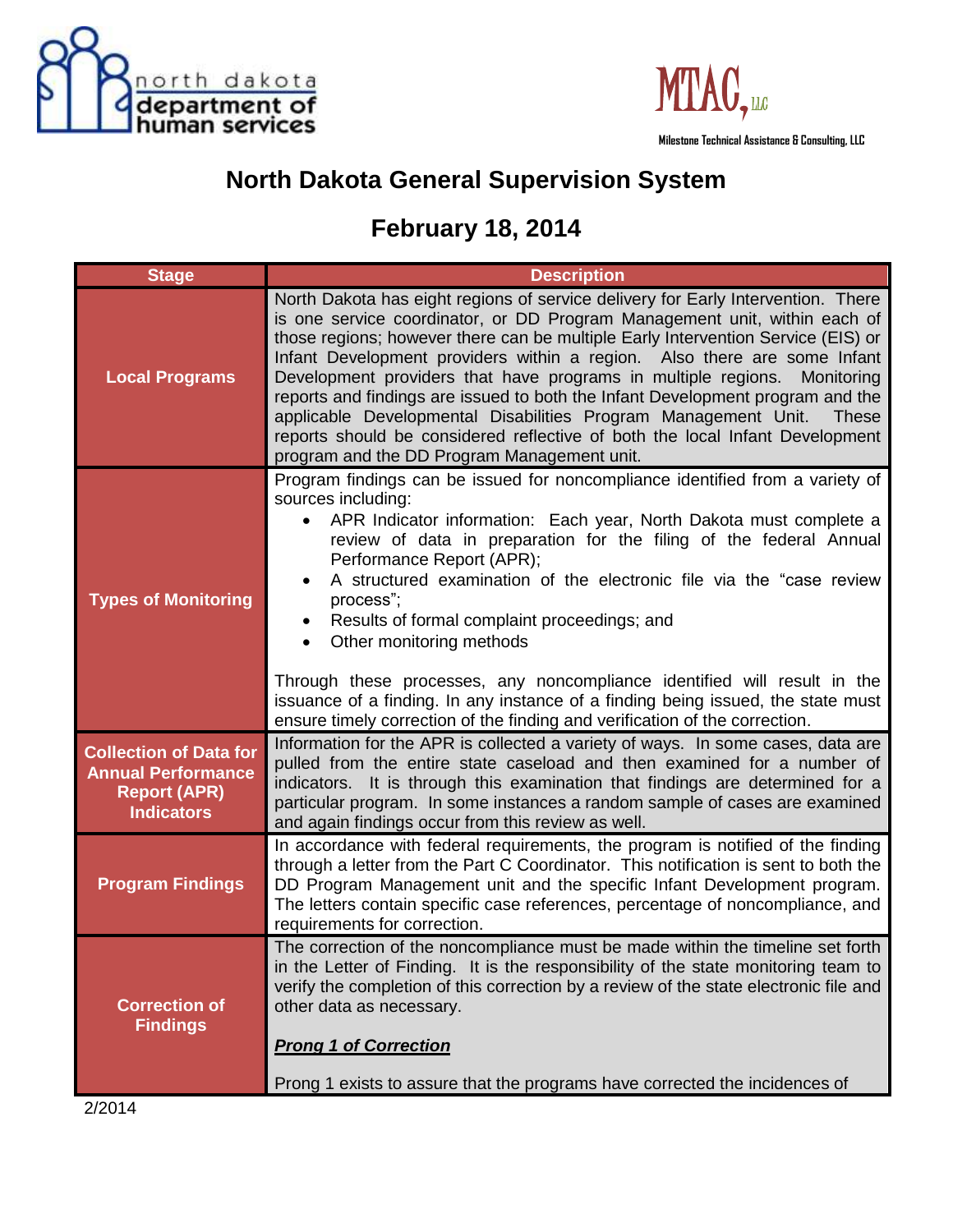# North Dakota General Supervision System

## February 18, 2014

| Stage | Description |
|---|---|
| **Local Programs** | North Dakota has eight regions of service delivery for Early Intervention. There is one service coordinator, or DD Program Management unit, within each of those regions; however there can be multiple Early Intervention Service (EIS) or Infant Development providers within a region. Also there are some Infant Development providers that have programs in multiple regions. Monitoring reports and findings are issued to both the Infant Development program and the applicable Developmental Disabilities Program Management Unit. These reports should be considered reflective of both the local Infant Development program and the DD Program Management unit. |
| **Types of Monitoring** | Program findings can be issued for noncompliance identified from a variety of sources including: <br>• APR Indicator information: Each year, North Dakota must complete a review of data in preparation for the filing of the federal Annual Performance Report (APR); <br>• A structured examination of the electronic file via the "case review process"; <br>• Results of formal complaint proceedings; and <br>• Other monitoring methods <br><br>Through these processes, any noncompliance identified will result in the issuance of a finding. In any instance of a finding being issued, the state must ensure timely correction of the finding and verification of the correction. |
| **Collection of Data for Annual Performance Report (APR) Indicators** | Information for the APR is collected a variety of ways. In some cases, data are pulled from the entire state caseload and then examined for a number of indicators. It is through this examination that findings are determined for a particular program. In some instances a random sample of cases are examined and again findings occur from this review as well. |
| **Program Findings** | In accordance with federal requirements, the program is notified of the finding through a letter from the Part C Coordinator. This notification is sent to both the DD Program Management unit and the specific Infant Development program. The letters contain specific case references, percentage of noncompliance, and requirements for correction. |
| **Correction of Findings** | The correction of the noncompliance must be made within the timeline set forth in the Letter of Finding. It is the responsibility of the state monitoring team to verify the completion of this correction by a review of the state electronic file and other data as necessary. <br><br>***Prong 1 of Correction*** <br><br>Prong 1 exists to assure that the programs have corrected the incidences of |

2/2014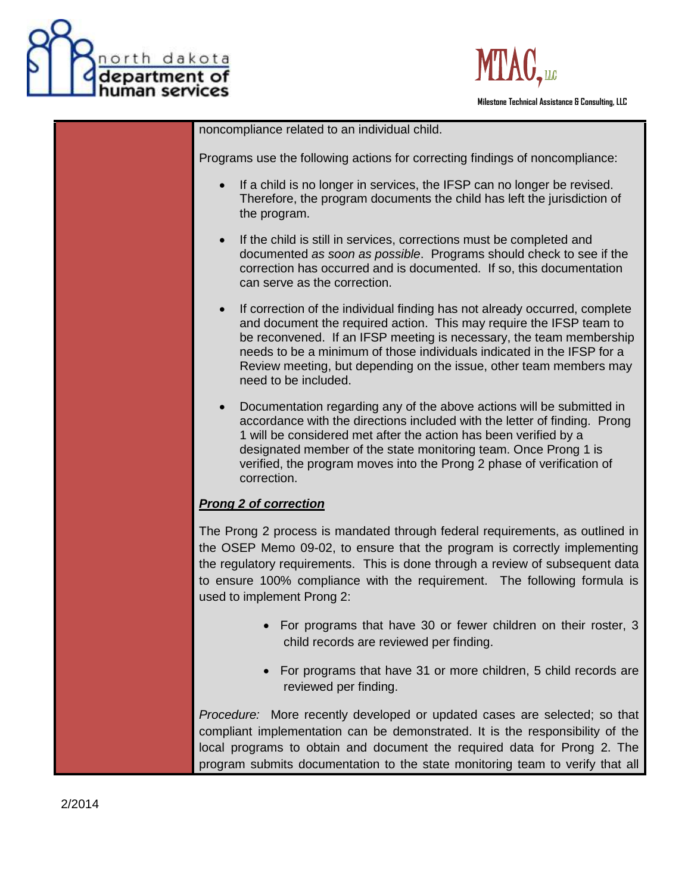noncompliance related to an individual child.

Programs use the following actions for correcting findings of noncompliance:

- If a child is no longer in services, the IFSP can no longer be revised. Therefore, the program documents the child has left the jurisdiction of the program.
- If the child is still in services, corrections must be completed and documented *as soon as possible*. Programs should check to see if the correction has occurred and is documented. If so, this documentation can serve as the correction.
- If correction of the individual finding has not already occurred, complete and document the required action. This may require the IFSP team to be reconvened. If an IFSP meeting is necessary, the team membership needs to be a minimum of those individuals indicated in the IFSP for a Review meeting, but depending on the issue, other team members may need to be included.
- Documentation regarding any of the above actions will be submitted in accordance with the directions included with the letter of finding. Prong 1 will be considered met after the action has been verified by a designated member of the state monitoring team. Once Prong 1 is verified, the program moves into the Prong 2 phase of verification of correction.

***Prong 2 of correction***

The Prong 2 process is mandated through federal requirements, as outlined in the OSEP Memo 09-02, to ensure that the program is correctly implementing the regulatory requirements. This is done through a review of subsequent data to ensure 100% compliance with the requirement. The following formula is used to implement Prong 2:

- For programs that have 30 or fewer children on their roster, 3 child records are reviewed per finding.
- For programs that have 31 or more children, 5 child records are reviewed per finding.

*Procedure:* More recently developed or updated cases are selected; so that compliant implementation can be demonstrated. It is the responsibility of the local programs to obtain and document the required data for Prong 2. The program submits documentation to the state monitoring team to verify that all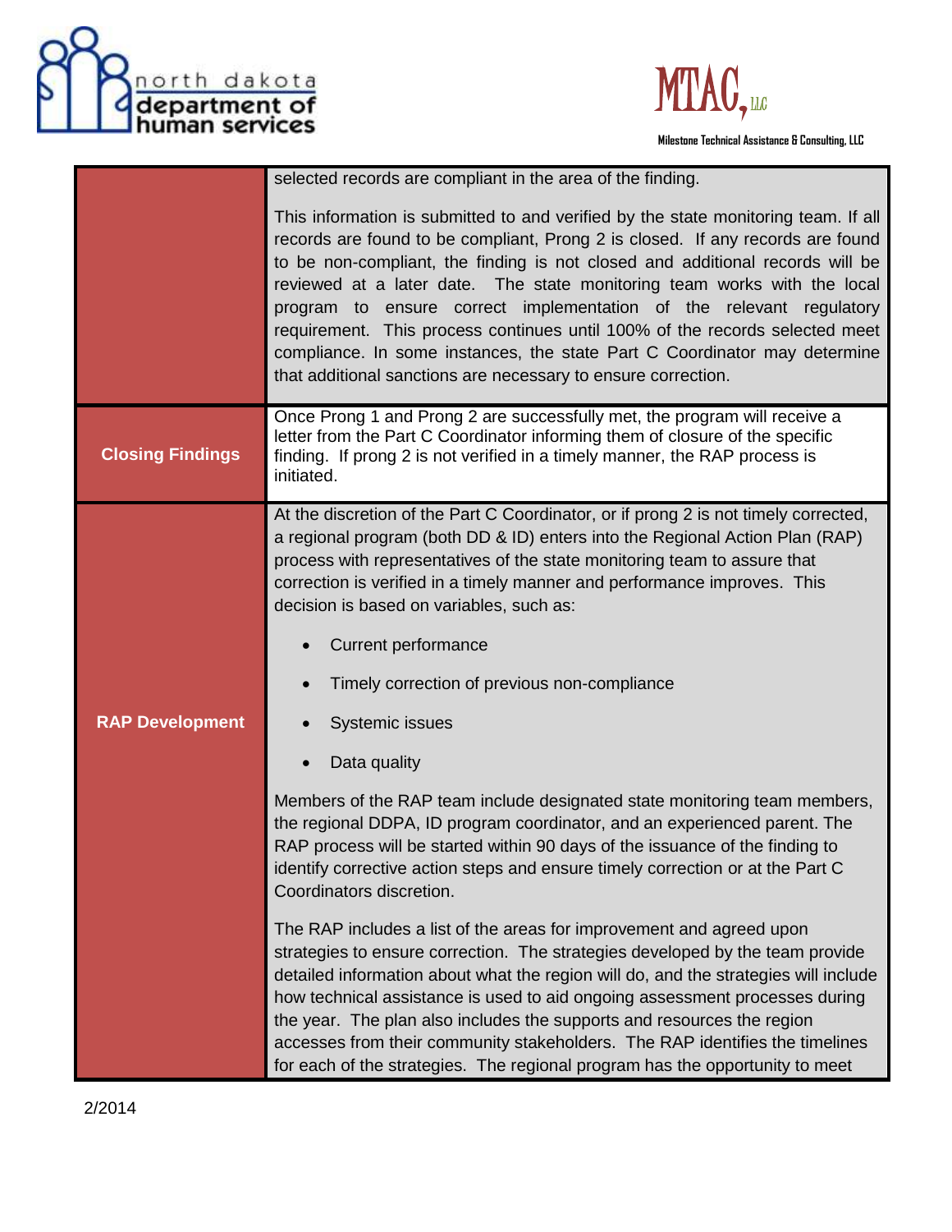| | |
|---|---|
| | selected records are compliant in the area of the finding.<br><br>This information is submitted to and verified by the state monitoring team. If all records are found to be compliant, Prong 2 is closed. If any records are found to be non-compliant, the finding is not closed and additional records will be reviewed at a later date. The state monitoring team works with the local program to ensure correct implementation of the relevant regulatory requirement. This process continues until 100% of the records selected meet compliance. In some instances, the state Part C Coordinator may determine that additional sanctions are necessary to ensure correction. |
| **Closing Findings** | Once Prong 1 and Prong 2 are successfully met, the program will receive a letter from the Part C Coordinator informing them of closure of the specific finding. If prong 2 is not verified in a timely manner, the RAP process is initiated. |
| **RAP Development** | At the discretion of the Part C Coordinator, or if prong 2 is not timely corrected, a regional program (both DD & ID) enters into the Regional Action Plan (RAP) process with representatives of the state monitoring team to assure that correction is verified in a timely manner and performance improves. This decision is based on variables, such as:<br><br>• Current performance<br>• Timely correction of previous non-compliance<br>• Systemic issues<br>• Data quality<br><br>Members of the RAP team include designated state monitoring team members, the regional DDPA, ID program coordinator, and an experienced parent. The RAP process will be started within 90 days of the issuance of the finding to identify corrective action steps and ensure timely correction or at the Part C Coordinators discretion.<br><br>The RAP includes a list of the areas for improvement and agreed upon strategies to ensure correction. The strategies developed by the team provide detailed information about what the region will do, and the strategies will include how technical assistance is used to aid ongoing assessment processes during the year. The plan also includes the supports and resources the region accesses from their community stakeholders. The RAP identifies the timelines for each of the strategies. The regional program has the opportunity to meet |

2/2014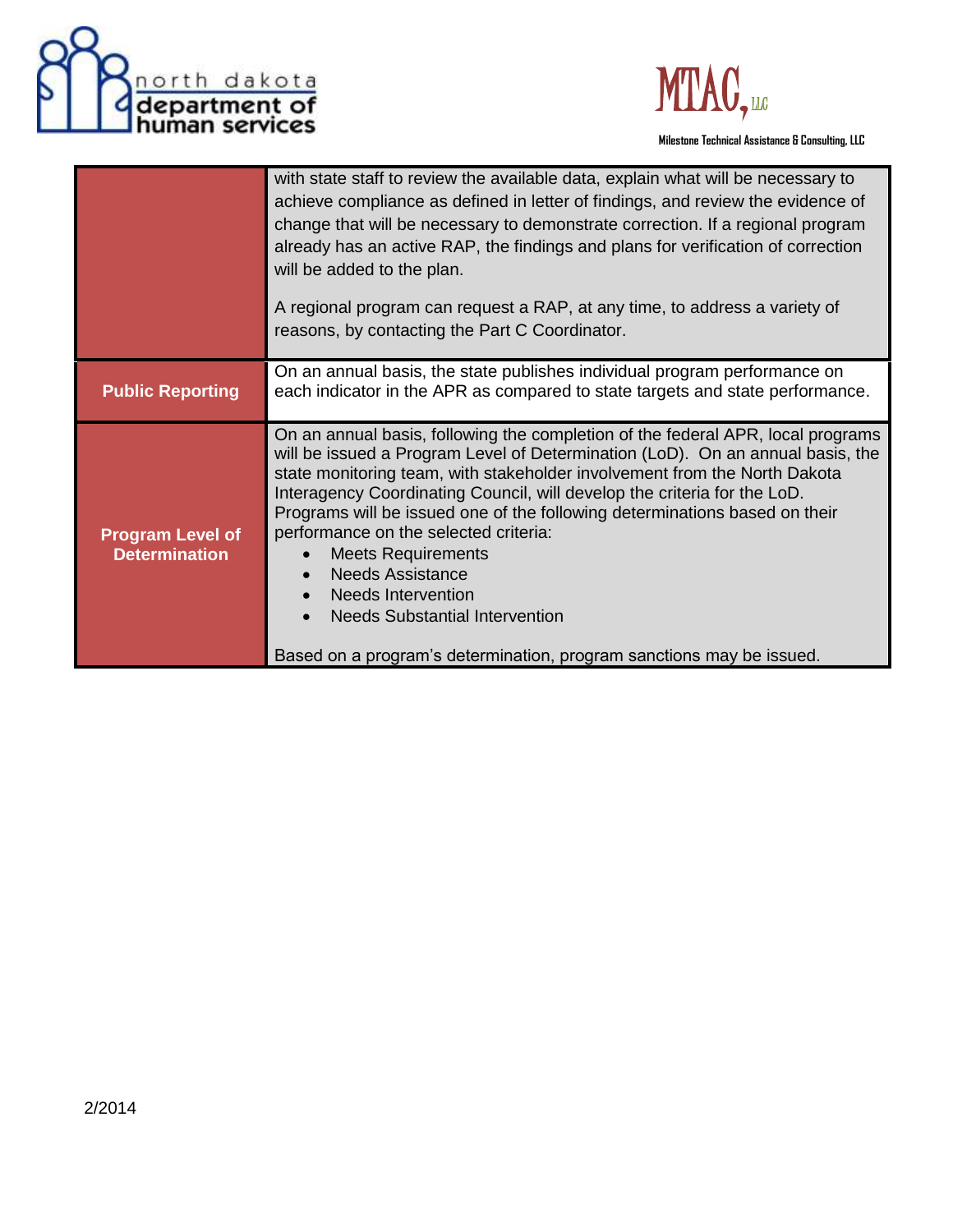| | |
|---|---|
| | with state staff to review the available data, explain what will be necessary to achieve compliance as defined in letter of findings, and review the evidence of change that will be necessary to demonstrate correction. If a regional program already has an active RAP, the findings and plans for verification of correction will be added to the plan.<br><br>A regional program can request a RAP, at any time, to address a variety of reasons, by contacting the Part C Coordinator. |
| **Public Reporting** | On an annual basis, the state publishes individual program performance on each indicator in the APR as compared to state targets and state performance. |
| **Program Level of Determination** | On an annual basis, following the completion of the federal APR, local programs will be issued a Program Level of Determination (LoD). On an annual basis, the state monitoring team, with stakeholder involvement from the North Dakota Interagency Coordinating Council, will develop the criteria for the LoD. Programs will be issued one of the following determinations based on their performance on the selected criteria:<br>• Meets Requirements<br>• Needs Assistance<br>• Needs Intervention<br>• Needs Substantial Intervention<br><br>Based on a program's determination, program sanctions may be issued. |

2/2014